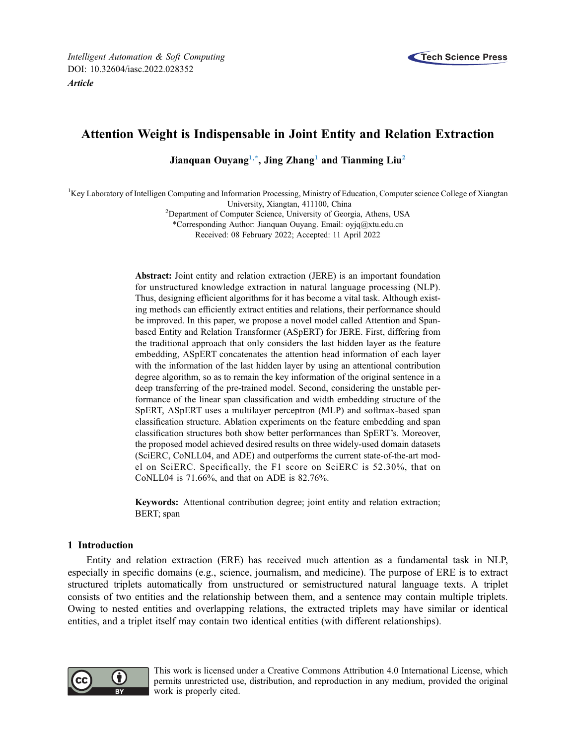*Intelligent Automation & Soft Computing*
DOI: 10.32604/iasc.2022.028352
***Article***

# Attention Weight is Indispensable in Joint Entity and Relation Extraction

**Jianquan Ouyang[1,*], Jing Zhang[1] and Tianming Liu[2]**

[1]Key Laboratory of Intelligen Computing and Information Processing, Ministry of Education, Computer science College of Xiangtan University, Xiangtan, 411100, China
[2]Department of Computer Science, University of Georgia, Athens, USA
*Corresponding Author: Jianquan Ouyang. Email: oyjq@xtu.edu.cn
Received: 08 February 2022; Accepted: 11 April 2022

**Abstract:** Joint entity and relation extraction (JERE) is an important foundation for unstructured knowledge extraction in natural language processing (NLP). Thus, designing efficient algorithms for it has become a vital task. Although existing methods can efficiently extract entities and relations, their performance should be improved. In this paper, we propose a novel model called Attention and Span-based Entity and Relation Transformer (ASpERT) for JERE. First, differing from the traditional approach that only considers the last hidden layer as the feature embedding, ASpERT concatenates the attention head information of each layer with the information of the last hidden layer by using an attentional contribution degree algorithm, so as to remain the key information of the original sentence in a deep transferring of the pre-trained model. Second, considering the unstable performance of the linear span classification and width embedding structure of the SpERT, ASpERT uses a multilayer perceptron (MLP) and softmax-based span classification structure. Ablation experiments on the feature embedding and span classification structures both show better performances than SpERT's. Moreover, the proposed model achieved desired results on three widely-used domain datasets (SciERC, CoNLL04, and ADE) and outperforms the current state-of-the-art model on SciERC. Specifically, the F1 score on SciERC is 52.30%, that on CoNLL04 is 71.66%, and that on ADE is 82.76%.

**Keywords:** Attentional contribution degree; joint entity and relation extraction; BERT; span

## 1 Introduction

Entity and relation extraction (ERE) has received much attention as a fundamental task in NLP, especially in specific domains (e.g., science, journalism, and medicine). The purpose of ERE is to extract structured triplets automatically from unstructured or semistructured natural language texts. A triplet consists of two entities and the relationship between them, and a sentence may contain multiple triplets. Owing to nested entities and overlapping relations, the extracted triplets may have similar or identical entities, and a triplet itself may contain two identical entities (with different relationships).

This work is licensed under a Creative Commons Attribution 4.0 International License, which permits unrestricted use, distribution, and reproduction in any medium, provided the original work is properly cited.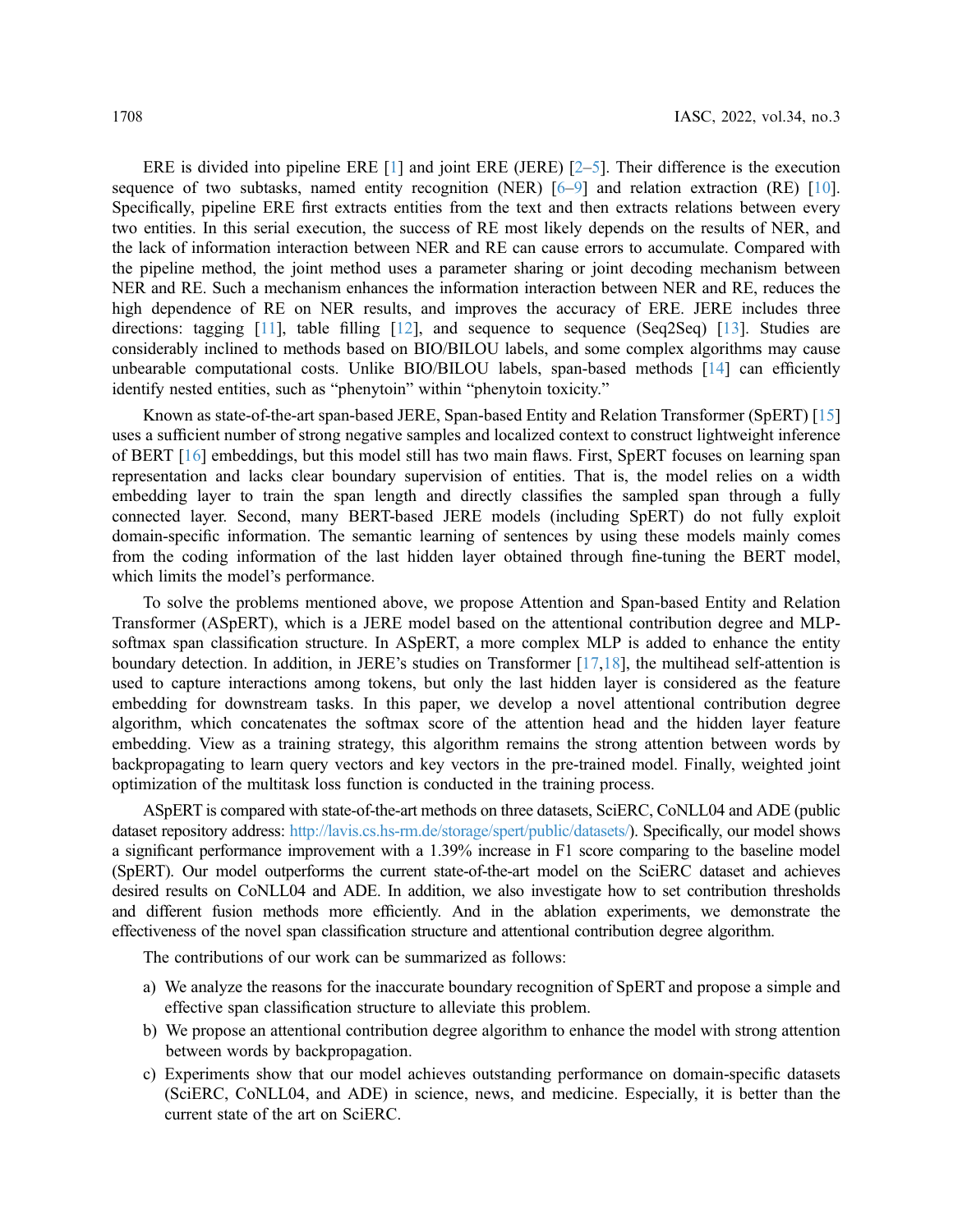ERE is divided into pipeline ERE [1] and joint ERE (JERE) [2–5]. Their difference is the execution sequence of two subtasks, named entity recognition (NER) [6–9] and relation extraction (RE) [10]. Specifically, pipeline ERE first extracts entities from the text and then extracts relations between every two entities. In this serial execution, the success of RE most likely depends on the results of NER, and the lack of information interaction between NER and RE can cause errors to accumulate. Compared with the pipeline method, the joint method uses a parameter sharing or joint decoding mechanism between NER and RE. Such a mechanism enhances the information interaction between NER and RE, reduces the high dependence of RE on NER results, and improves the accuracy of ERE. JERE includes three directions: tagging [11], table filling [12], and sequence to sequence (Seq2Seq) [13]. Studies are considerably inclined to methods based on BIO/BILOU labels, and some complex algorithms may cause unbearable computational costs. Unlike BIO/BILOU labels, span-based methods [14] can efficiently identify nested entities, such as "phenytoin" within "phenytoin toxicity."

Known as state-of-the-art span-based JERE, Span-based Entity and Relation Transformer (SpERT) [15] uses a sufficient number of strong negative samples and localized context to construct lightweight inference of BERT [16] embeddings, but this model still has two main flaws. First, SpERT focuses on learning span representation and lacks clear boundary supervision of entities. That is, the model relies on a width embedding layer to train the span length and directly classifies the sampled span through a fully connected layer. Second, many BERT-based JERE models (including SpERT) do not fully exploit domain-specific information. The semantic learning of sentences by using these models mainly comes from the coding information of the last hidden layer obtained through fine-tuning the BERT model, which limits the model's performance.

To solve the problems mentioned above, we propose Attention and Span-based Entity and Relation Transformer (ASpERT), which is a JERE model based on the attentional contribution degree and MLP-softmax span classification structure. In ASpERT, a more complex MLP is added to enhance the entity boundary detection. In addition, in JERE's studies on Transformer [17,18], the multihead self-attention is used to capture interactions among tokens, but only the last hidden layer is considered as the feature embedding for downstream tasks. In this paper, we develop a novel attentional contribution degree algorithm, which concatenates the softmax score of the attention head and the hidden layer feature embedding. View as a training strategy, this algorithm remains the strong attention between words by backpropagating to learn query vectors and key vectors in the pre-trained model. Finally, weighted joint optimization of the multitask loss function is conducted in the training process.

ASpERT is compared with state-of-the-art methods on three datasets, SciERC, CoNLL04 and ADE (public dataset repository address: http://lavis.cs.hs-rm.de/storage/spert/public/datasets/). Specifically, our model shows a significant performance improvement with a 1.39% increase in F1 score comparing to the baseline model (SpERT). Our model outperforms the current state-of-the-art model on the SciERC dataset and achieves desired results on CoNLL04 and ADE. In addition, we also investigate how to set contribution thresholds and different fusion methods more efficiently. And in the ablation experiments, we demonstrate the effectiveness of the novel span classification structure and attentional contribution degree algorithm.

The contributions of our work can be summarized as follows:

a) We analyze the reasons for the inaccurate boundary recognition of SpERT and propose a simple and effective span classification structure to alleviate this problem.
b) We propose an attentional contribution degree algorithm to enhance the model with strong attention between words by backpropagation.
c) Experiments show that our model achieves outstanding performance on domain-specific datasets (SciERC, CoNLL04, and ADE) in science, news, and medicine. Especially, it is better than the current state of the art on SciERC.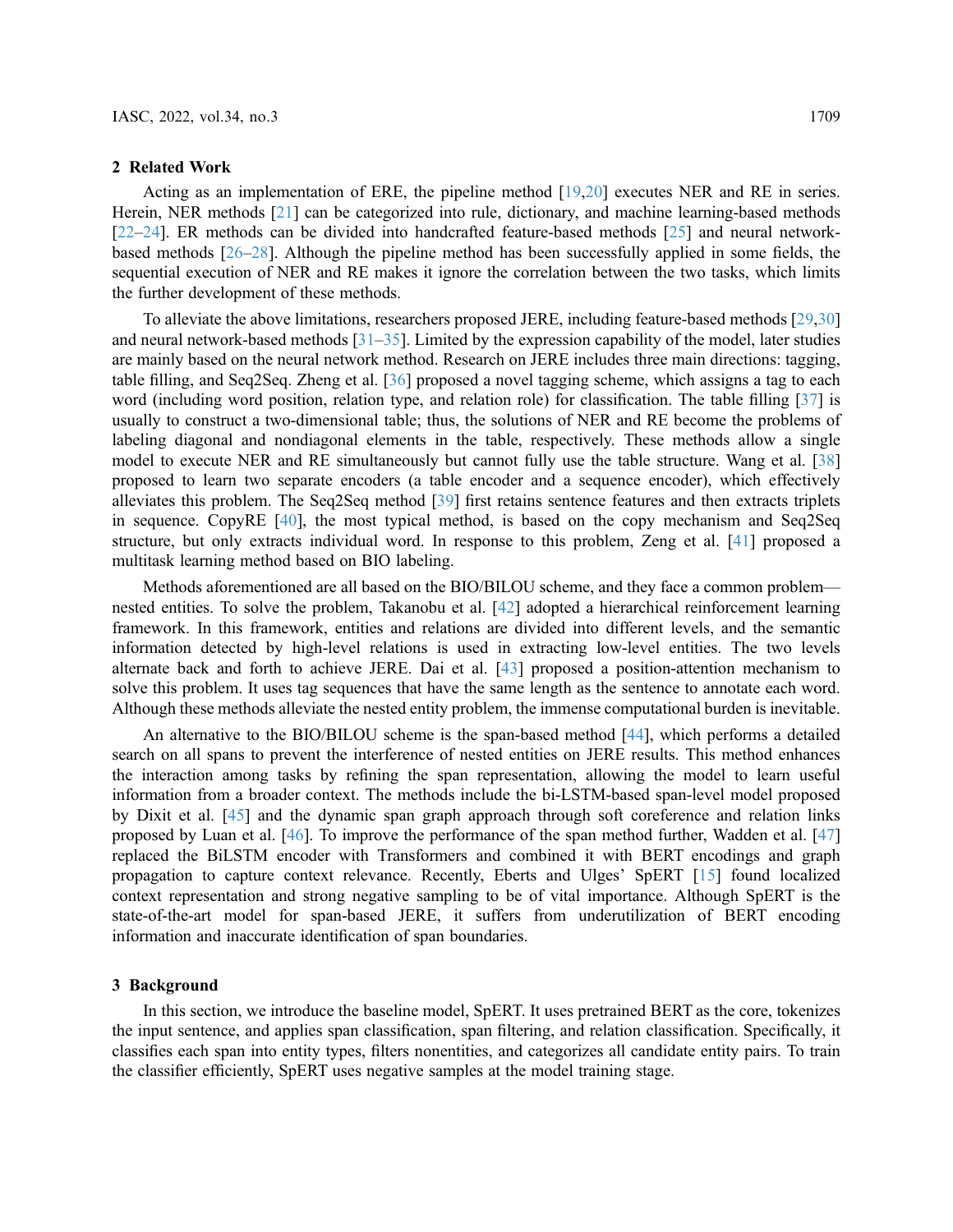## 2 Related Work

Acting as an implementation of ERE, the pipeline method [19,20] executes NER and RE in series. Herein, NER methods [21] can be categorized into rule, dictionary, and machine learning-based methods [22–24]. ER methods can be divided into handcrafted feature-based methods [25] and neural network-based methods [26–28]. Although the pipeline method has been successfully applied in some fields, the sequential execution of NER and RE makes it ignore the correlation between the two tasks, which limits the further development of these methods.

To alleviate the above limitations, researchers proposed JERE, including feature-based methods [29,30] and neural network-based methods [31–35]. Limited by the expression capability of the model, later studies are mainly based on the neural network method. Research on JERE includes three main directions: tagging, table filling, and Seq2Seq. Zheng et al. [36] proposed a novel tagging scheme, which assigns a tag to each word (including word position, relation type, and relation role) for classification. The table filling [37] is usually to construct a two-dimensional table; thus, the solutions of NER and RE become the problems of labeling diagonal and nondiagonal elements in the table, respectively. These methods allow a single model to execute NER and RE simultaneously but cannot fully use the table structure. Wang et al. [38] proposed to learn two separate encoders (a table encoder and a sequence encoder), which effectively alleviates this problem. The Seq2Seq method [39] first retains sentence features and then extracts triplets in sequence. CopyRE [40], the most typical method, is based on the copy mechanism and Seq2Seq structure, but only extracts individual word. In response to this problem, Zeng et al. [41] proposed a multitask learning method based on BIO labeling.

Methods aforementioned are all based on the BIO/BILOU scheme, and they face a common problem—nested entities. To solve the problem, Takanobu et al. [42] adopted a hierarchical reinforcement learning framework. In this framework, entities and relations are divided into different levels, and the semantic information detected by high-level relations is used in extracting low-level entities. The two levels alternate back and forth to achieve JERE. Dai et al. [43] proposed a position-attention mechanism to solve this problem. It uses tag sequences that have the same length as the sentence to annotate each word. Although these methods alleviate the nested entity problem, the immense computational burden is inevitable.

An alternative to the BIO/BILOU scheme is the span-based method [44], which performs a detailed search on all spans to prevent the interference of nested entities on JERE results. This method enhances the interaction among tasks by refining the span representation, allowing the model to learn useful information from a broader context. The methods include the bi-LSTM-based span-level model proposed by Dixit et al. [45] and the dynamic span graph approach through soft coreference and relation links proposed by Luan et al. [46]. To improve the performance of the span method further, Wadden et al. [47] replaced the BiLSTM encoder with Transformers and combined it with BERT encodings and graph propagation to capture context relevance. Recently, Eberts and Ulges' SpERT [15] found localized context representation and strong negative sampling to be of vital importance. Although SpERT is the state-of-the-art model for span-based JERE, it suffers from underutilization of BERT encoding information and inaccurate identification of span boundaries.

## 3 Background

In this section, we introduce the baseline model, SpERT. It uses pretrained BERT as the core, tokenizes the input sentence, and applies span classification, span filtering, and relation classification. Specifically, it classifies each span into entity types, filters nonentities, and categorizes all candidate entity pairs. To train the classifier efficiently, SpERT uses negative samples at the model training stage.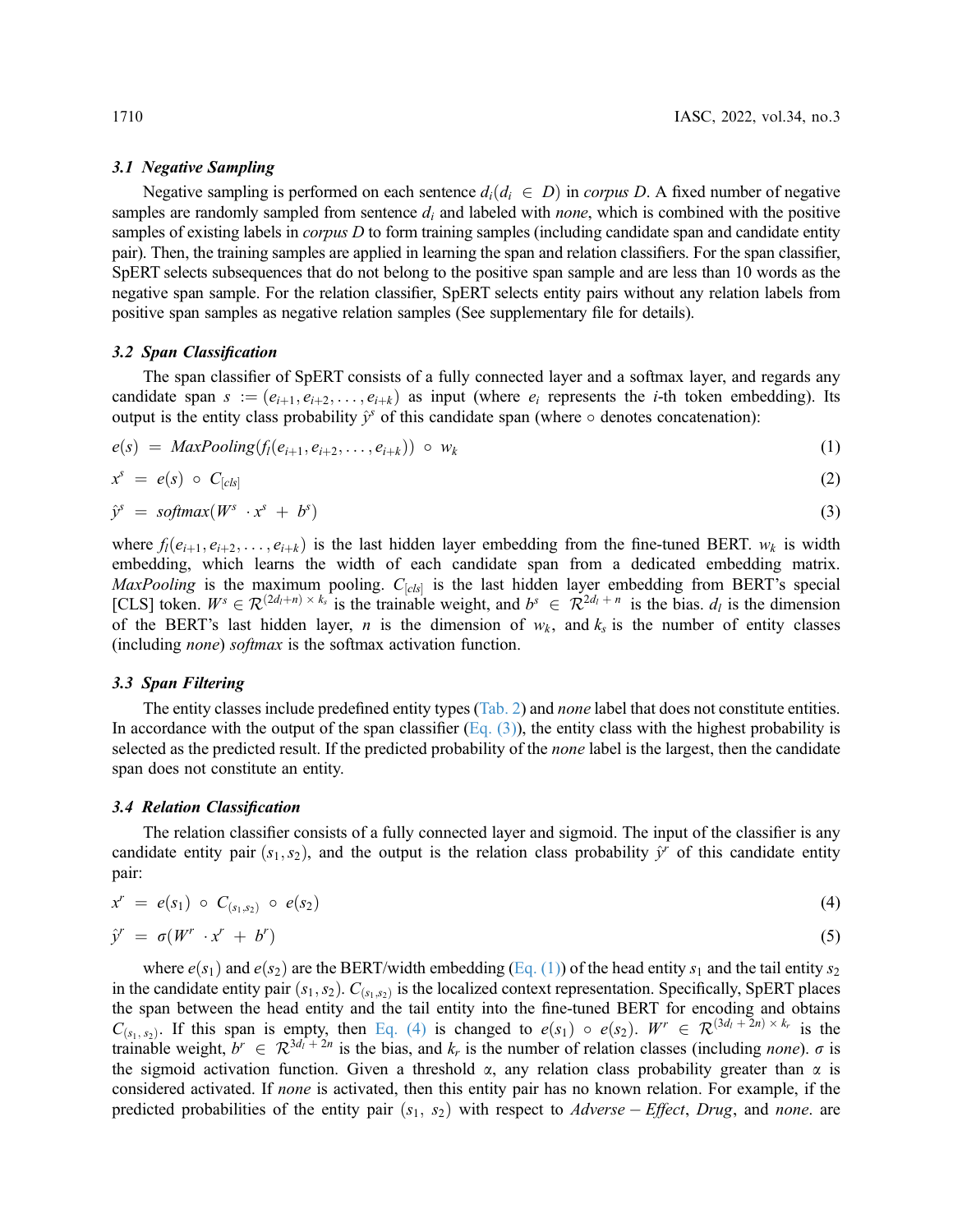### 3.1 Negative Sampling

Negative sampling is performed on each sentence $d_i (d_i \in D)$ in *corpus D*. A fixed number of negative samples are randomly sampled from sentence $d_i$ and labeled with *none*, which is combined with the positive samples of existing labels in *corpus D* to form training samples (including candidate span and candidate entity pair). Then, the training samples are applied in learning the span and relation classifiers. For the span classifier, SpERT selects subsequences that do not belong to the positive span sample and are less than 10 words as the negative span sample. For the relation classifier, SpERT selects entity pairs without any relation labels from positive span samples as negative relation samples (See supplementary file for details).

### 3.2 Span Classification

The span classifier of SpERT consists of a fully connected layer and a softmax layer, and regards any candidate span $s := (e_{i+1}, e_{i+2}, \ldots, e_{i+k})$ as input (where $e_i$ represents the $i$-th token embedding). Its output is the entity class probability $\hat{y}^s$ of this candidate span (where $\circ$ denotes concatenation):

$$e(s) = MaxPooling(f_l(e_{i+1}, e_{i+2}, \ldots, e_{i+k})) \circ w_k \tag{1}$$

$$x^s = e(s) \circ C_{[cls]} \tag{2}$$

$$\hat{y}^s = softmax(W^s \cdot x^s + b^s) \tag{3}$$

where $f_l(e_{i+1}, e_{i+2}, \ldots, e_{i+k})$ is the last hidden layer embedding from the fine-tuned BERT. $w_k$ is width embedding, which learns the width of each candidate span from a dedicated embedding matrix. *MaxPooling* is the maximum pooling. $C_{[cls]}$ is the last hidden layer embedding from BERT's special [CLS] token. $W^s \in \mathcal{R}^{(2d_l+n) \times k_s}$ is the trainable weight, and $b^s \in \mathcal{R}^{2d_l+n}$ is the bias. $d_l$ is the dimension of the BERT's last hidden layer, $n$ is the dimension of $w_k$, and $k_s$ is the number of entity classes (including *none*) *softmax* is the softmax activation function.

### 3.3 Span Filtering

The entity classes include predefined entity types (Tab. 2) and *none* label that does not constitute entities. In accordance with the output of the span classifier (Eq. (3)), the entity class with the highest probability is selected as the predicted result. If the predicted probability of the *none* label is the largest, then the candidate span does not constitute an entity.

### 3.4 Relation Classification

The relation classifier consists of a fully connected layer and sigmoid. The input of the classifier is any candidate entity pair $(s_1, s_2)$, and the output is the relation class probability $\hat{y}^r$ of this candidate entity pair:

$$x^r = e(s_1) \circ C_{(s_1,s_2)} \circ e(s_2) \tag{4}$$

$$\hat{y}^r = \sigma(W^r \cdot x^r + b^r) \tag{5}$$

where $e(s_1)$ and $e(s_2)$ are the BERT/width embedding (Eq. (1)) of the head entity $s_1$ and the tail entity $s_2$ in the candidate entity pair $(s_1, s_2)$. $C_{(s_1,s_2)}$ is the localized context representation. Specifically, SpERT places the span between the head entity and the tail entity into the fine-tuned BERT for encoding and obtains $C_{(s_1,s_2)}$. If this span is empty, then Eq. (4) is changed to $e(s_1) \circ e(s_2)$. $W^r \in \mathcal{R}^{(3d_l+2n) \times k_r}$ is the trainable weight, $b^r \in \mathcal{R}^{3d_l+2n}$ is the bias, and $k_r$ is the number of relation classes (including *none*). $\sigma$ is the sigmoid activation function. Given a threshold $\alpha$, any relation class probability greater than $\alpha$ is considered activated. If *none* is activated, then this entity pair has no known relation. For example, if the predicted probabilities of the entity pair $(s_1, s_2)$ with respect to *Adverse* − *Effect*, *Drug*, and *none*. are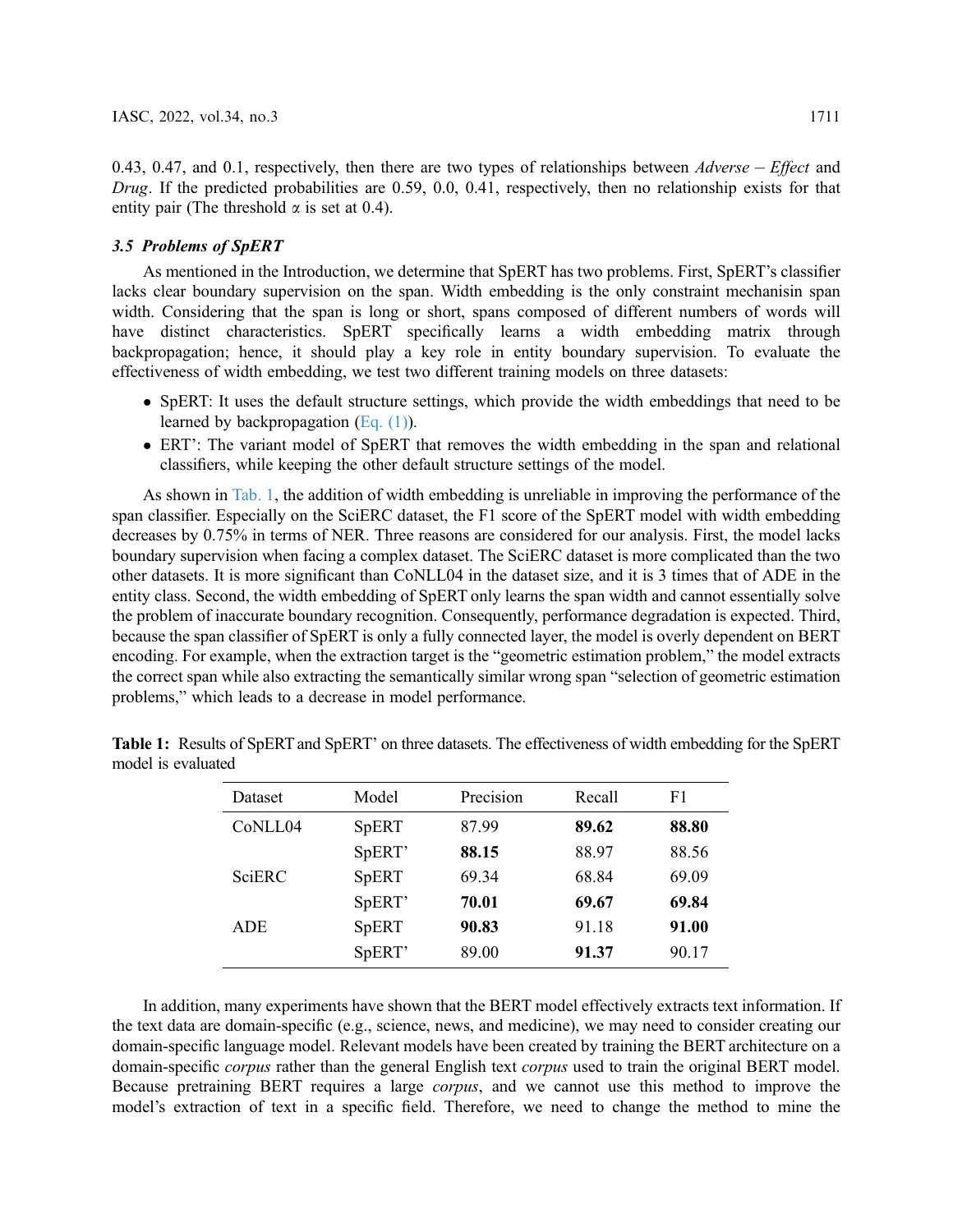0.43, 0.47, and 0.1, respectively, then there are two types of relationships between *Adverse – Effect* and *Drug*. If the predicted probabilities are 0.59, 0.0, 0.41, respectively, then no relationship exists for that entity pair (The threshold α is set at 0.4).

### *3.5 Problems of SpERT*

As mentioned in the Introduction, we determine that SpERT has two problems. First, SpERT's classifier lacks clear boundary supervision on the span. Width embedding is the only constraint mechanisin span width. Considering that the span is long or short, spans composed of different numbers of words will have distinct characteristics. SpERT specifically learns a width embedding matrix through backpropagation; hence, it should play a key role in entity boundary supervision. To evaluate the effectiveness of width embedding, we test two different training models on three datasets:

- SpERT: It uses the default structure settings, which provide the width embeddings that need to be learned by backpropagation (Eq. (1)).
- ERT': The variant model of SpERT that removes the width embedding in the span and relational classifiers, while keeping the other default structure settings of the model.

As shown in Tab. 1, the addition of width embedding is unreliable in improving the performance of the span classifier. Especially on the SciERC dataset, the F1 score of the SpERT model with width embedding decreases by 0.75% in terms of NER. Three reasons are considered for our analysis. First, the model lacks boundary supervision when facing a complex dataset. The SciERC dataset is more complicated than the two other datasets. It is more significant than CoNLL04 in the dataset size, and it is 3 times that of ADE in the entity class. Second, the width embedding of SpERT only learns the span width and cannot essentially solve the problem of inaccurate boundary recognition. Consequently, performance degradation is expected. Third, because the span classifier of SpERT is only a fully connected layer, the model is overly dependent on BERT encoding. For example, when the extraction target is the "geometric estimation problem," the model extracts the correct span while also extracting the semantically similar wrong span "selection of geometric estimation problems," which leads to a decrease in model performance.

**Table 1:** Results of SpERT and SpERT' on three datasets. The effectiveness of width embedding for the SpERT model is evaluated

| Dataset | Model | Precision | Recall | F1 |
|---|---|---|---|---|
| CoNLL04 | SpERT | 87.99 | **89.62** | **88.80** |
| | SpERT' | **88.15** | 88.97 | 88.56 |
| SciERC | SpERT | 69.34 | 68.84 | 69.09 |
| | SpERT' | **70.01** | **69.67** | **69.84** |
| ADE | SpERT | **90.83** | 91.18 | **91.00** |
| | SpERT' | 89.00 | **91.37** | 90.17 |

In addition, many experiments have shown that the BERT model effectively extracts text information. If the text data are domain-specific (e.g., science, news, and medicine), we may need to consider creating our domain-specific language model. Relevant models have been created by training the BERT architecture on a domain-specific *corpus* rather than the general English text *corpus* used to train the original BERT model. Because pretraining BERT requires a large *corpus*, and we cannot use this method to improve the model's extraction of text in a specific field. Therefore, we need to change the method to mine the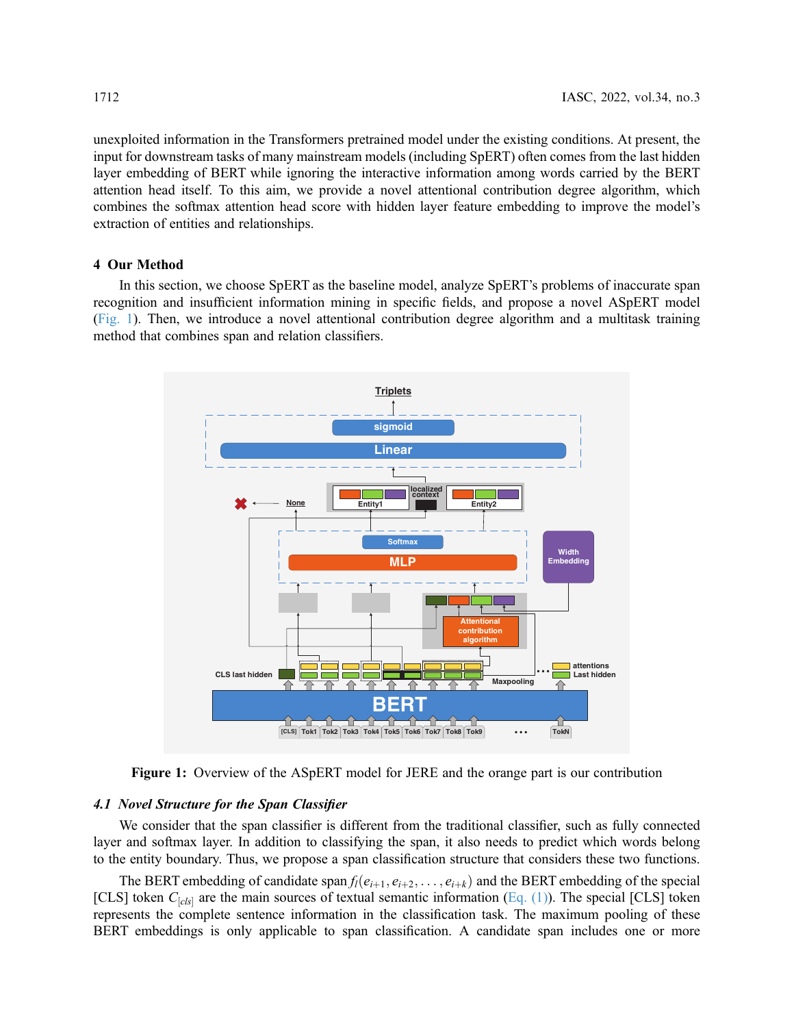unexploited information in the Transformers pretrained model under the existing conditions. At present, the input for downstream tasks of many mainstream models (including SpERT) often comes from the last hidden layer embedding of BERT while ignoring the interactive information among words carried by the BERT attention head itself. To this aim, we provide a novel attentional contribution degree algorithm, which combines the softmax attention head score with hidden layer feature embedding to improve the model's extraction of entities and relationships.

## 4 Our Method

In this section, we choose SpERT as the baseline model, analyze SpERT's problems of inaccurate span recognition and insufficient information mining in specific fields, and propose a novel ASpERT model (Fig. 1). Then, we introduce a novel attentional contribution degree algorithm and a multitask training method that combines span and relation classifiers.

**Figure 1:** Overview of the ASpERT model for JERE and the orange part is our contribution

### *4.1 Novel Structure for the Span Classifier*

We consider that the span classifier is different from the traditional classifier, such as fully connected layer and softmax layer. In addition to classifying the span, it also needs to predict which words belong to the entity boundary. Thus, we propose a span classification structure that considers these two functions.

The BERT embedding of candidate span $f_l(e_{i+1}, e_{i+2}, \ldots, e_{i+k})$ and the BERT embedding of the special [CLS] token $C_{[cls]}$ are the main sources of textual semantic information (Eq. (1)). The special [CLS] token represents the complete sentence information in the classification task. The maximum pooling of these BERT embeddings is only applicable to span classification. A candidate span includes one or more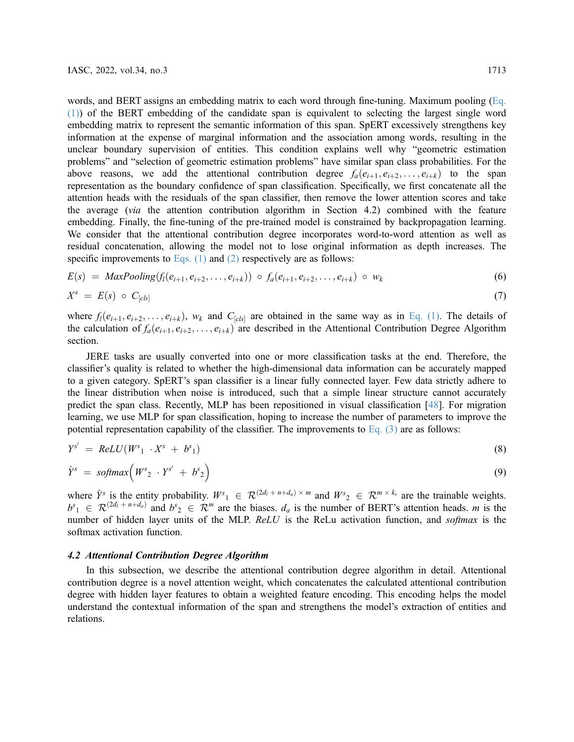words, and BERT assigns an embedding matrix to each word through fine-tuning. Maximum pooling (Eq. (1)) of the BERT embedding of the candidate span is equivalent to selecting the largest single word embedding matrix to represent the semantic information of this span. SpERT excessively strengthens key information at the expense of marginal information and the association among words, resulting in the unclear boundary supervision of entities. This condition explains well why "geometric estimation problems" and "selection of geometric estimation problems" have similar span class probabilities. For the above reasons, we add the attentional contribution degree $f_a(e_{i+1}, e_{i+2}, \ldots, e_{i+k})$ to the span representation as the boundary confidence of span classification. Specifically, we first concatenate all the attention heads with the residuals of the span classifier, then remove the lower attention scores and take the average (*via* the attention contribution algorithm in Section 4.2) combined with the feature embedding. Finally, the fine-tuning of the pre-trained model is constrained by backpropagation learning. We consider that the attentional contribution degree incorporates word-to-word attention as well as residual concatenation, allowing the model not to lose original information as depth increases. The specific improvements to Eqs. (1) and (2) respectively are as follows:

$$E(s) = MaxPooling(f_l(e_{i+1}, e_{i+2}, \ldots, e_{i+k})) \circ f_a(e_{i+1}, e_{i+2}, \ldots, e_{i+k}) \circ w_k \tag{6}$$

$$X^s = E(s) \circ C_{[cls]} \tag{7}$$

where $f_l(e_{i+1}, e_{i+2}, \ldots, e_{i+k})$, $w_k$ and $C_{[cls]}$ are obtained in the same way as in Eq. (1). The details of the calculation of $f_a(e_{i+1}, e_{i+2}, \ldots, e_{i+k})$ are described in the Attentional Contribution Degree Algorithm section.

JERE tasks are usually converted into one or more classification tasks at the end. Therefore, the classifier's quality is related to whether the high-dimensional data information can be accurately mapped to a given category. SpERT's span classifier is a linear fully connected layer. Few data strictly adhere to the linear distribution when noise is introduced, such that a simple linear structure cannot accurately predict the span class. Recently, MLP has been repositioned in visual classification [48]. For migration learning, we use MLP for span classification, hoping to increase the number of parameters to improve the potential representation capability of the classifier. The improvements to Eq. (3) are as follows:

$$Y^{s'} = ReLU(W^s{}_1 \cdot X^s + b^s{}_1) \tag{8}$$

$$\hat{Y}^s = softmax\left(W^s{}_2 \cdot Y^{s'} + b^s{}_2\right) \tag{9}$$

where $\hat{Y}^s$ is the entity probability. $W^s{}_1 \in \mathcal{R}^{(2d_l + n + d_a) \times m}$ and $W^s{}_2 \in \mathcal{R}^{m \times k_s}$ are the trainable weights. $b^s{}_1 \in \mathcal{R}^{(2d_l + n + d_a)}$ and $b^s{}_2 \in \mathcal{R}^m$ are the biases. $d_a$ is the number of BERT's attention heads. $m$ is the number of hidden layer units of the MLP. *ReLU* is the ReLu activation function, and *softmax* is the softmax activation function.

### *4.2 Attentional Contribution Degree Algorithm*

In this subsection, we describe the attentional contribution degree algorithm in detail. Attentional contribution degree is a novel attention weight, which concatenates the calculated attentional contribution degree with hidden layer features to obtain a weighted feature encoding. This encoding helps the model understand the contextual information of the span and strengthens the model's extraction of entities and relations.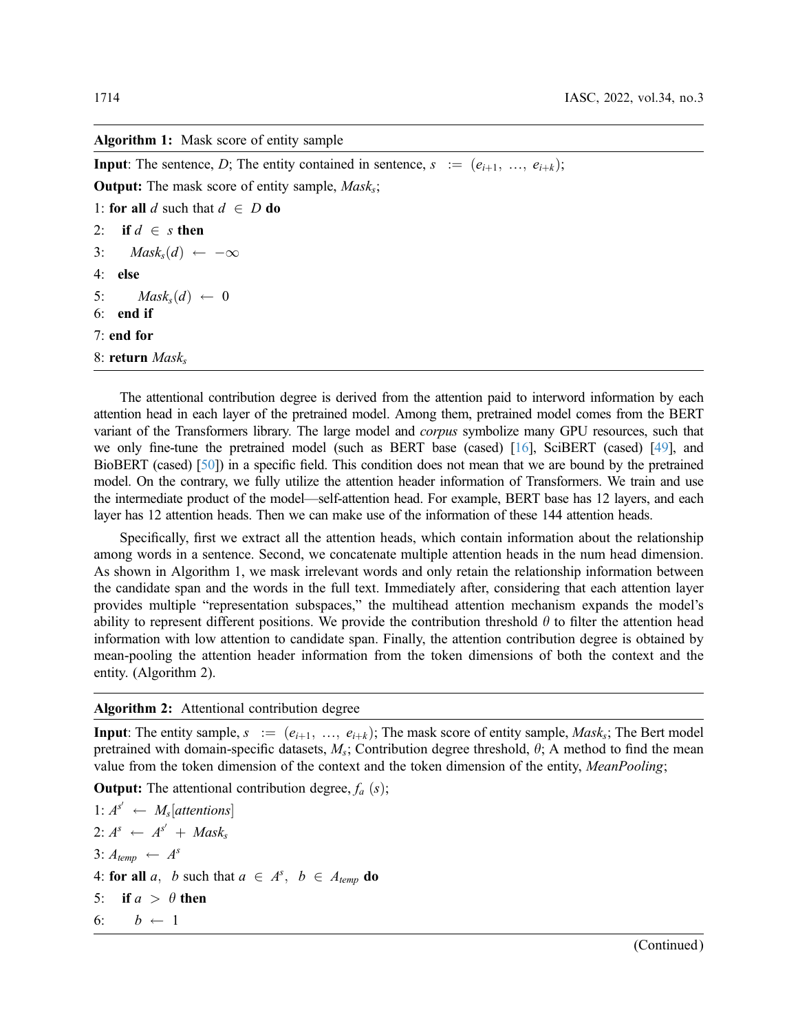**Algorithm 1:** Mask score of entity sample

**Input**: The sentence, $D$; The entity contained in sentence, $s := (e_{i+1}, \ldots, e_{i+k})$;

**Output:** The mask score of entity sample, $Mask_s$;

1: **for all** $d$ such that $d \in D$ **do**

2: **if** $d \in s$ **then**

3: $Mask_s(d) \leftarrow -\infty$

4: **else**

5: $Mask_s(d) \leftarrow 0$

6: **end if**

7: **end for**

8: **return** $Mask_s$

The attentional contribution degree is derived from the attention paid to interword information by each attention head in each layer of the pretrained model. Among them, pretrained model comes from the BERT variant of the Transformers library. The large model and *corpus* symbolize many GPU resources, such that we only fine-tune the pretrained model (such as BERT base (cased) [16], SciBERT (cased) [49], and BioBERT (cased) [50]) in a specific field. This condition does not mean that we are bound by the pretrained model. On the contrary, we fully utilize the attention header information of Transformers. We train and use the intermediate product of the model—self-attention head. For example, BERT base has 12 layers, and each layer has 12 attention heads. Then we can make use of the information of these 144 attention heads.

Specifically, first we extract all the attention heads, which contain information about the relationship among words in a sentence. Second, we concatenate multiple attention heads in the num head dimension. As shown in Algorithm 1, we mask irrelevant words and only retain the relationship information between the candidate span and the words in the full text. Immediately after, considering that each attention layer provides multiple "representation subspaces," the multihead attention mechanism expands the model's ability to represent different positions. We provide the contribution threshold $\theta$ to filter the attention head information with low attention to candidate span. Finally, the attention contribution degree is obtained by mean-pooling the attention header information from the token dimensions of both the context and the entity. (Algorithm 2).

**Algorithm 2:** Attentional contribution degree

**Input**: The entity sample, $s := (e_{i+1}, \ldots, e_{i+k})$; The mask score of entity sample, $Mask_s$; The Bert model pretrained with domain-specific datasets, $M_s$; Contribution degree threshold, $\theta$; A method to find the mean value from the token dimension of the context and the token dimension of the entity, *MeanPooling*;

**Output:** The attentional contribution degree, $f_a(s)$;

1: $A^{s'} \leftarrow M_s[attentions]$

2: $A^s \leftarrow A^{s'} + Mask_s$

3: $A_{temp} \leftarrow A^s$

4: **for all** $a$, $b$ such that $a \in A^s$, $b \in A_{temp}$ **do**

5: **if** $a > \theta$ **then**

6: $b \leftarrow 1$

(Continued)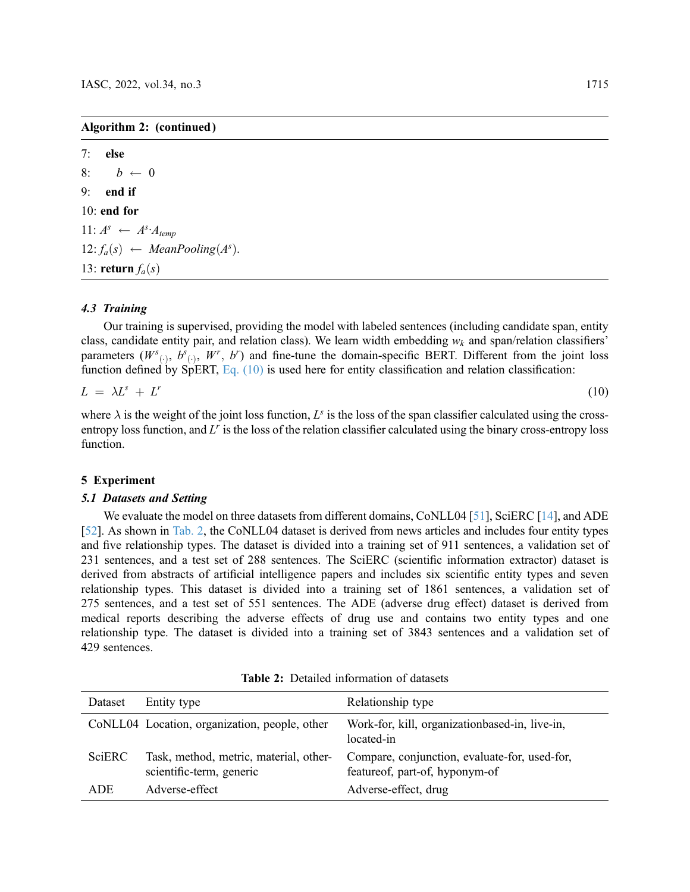**Algorithm 2: (continued)**

7: **else**

8: $b \leftarrow 0$

9: **end if**

10: **end for**

11: $A^s \leftarrow A^s \cdot A_{temp}$

12: $f_a(s) \leftarrow MeanPooling(A^s)$.

13: **return** $f_a(s)$

### 4.3 Training

Our training is supervised, providing the model with labeled sentences (including candidate span, entity class, candidate entity pair, and relation class). We learn width embedding $w_k$ and span/relation classifiers' parameters ($W^s_{(\cdot)}$, $b^s_{(\cdot)}$, $W^r$, $b^r$) and fine-tune the domain-specific BERT. Different from the joint loss function defined by SpERT, Eq. (10) is used here for entity classification and relation classification:

$$L = \lambda L^s + L^r \tag{10}$$

where $\lambda$ is the weight of the joint loss function, $L^s$ is the loss of the span classifier calculated using the cross-entropy loss function, and $L^r$ is the loss of the relation classifier calculated using the binary cross-entropy loss function.

## 5 Experiment

### 5.1 Datasets and Setting

We evaluate the model on three datasets from different domains, CoNLL04 [51], SciERC [14], and ADE [52]. As shown in Tab. 2, the CoNLL04 dataset is derived from news articles and includes four entity types and five relationship types. The dataset is divided into a training set of 911 sentences, a validation set of 231 sentences, and a test set of 288 sentences. The SciERC (scientific information extractor) dataset is derived from abstracts of artificial intelligence papers and includes six scientific entity types and seven relationship types. This dataset is divided into a training set of 1861 sentences, a validation set of 275 sentences, and a test set of 551 sentences. The ADE (adverse drug effect) dataset is derived from medical reports describing the adverse effects of drug use and contains two entity types and one relationship type. The dataset is divided into a training set of 3843 sentences and a validation set of 429 sentences.

**Table 2:** Detailed information of datasets

| Dataset | Entity type | Relationship type |
|---|---|---|
| CoNLL04 | Location, organization, people, other | Work-for, kill, organizationbased-in, live-in, located-in |
| SciERC | Task, method, metric, material, other-scientific-term, generic | Compare, conjunction, evaluate-for, used-for, featureof, part-of, hyponym-of |
| ADE | Adverse-effect | Adverse-effect, drug |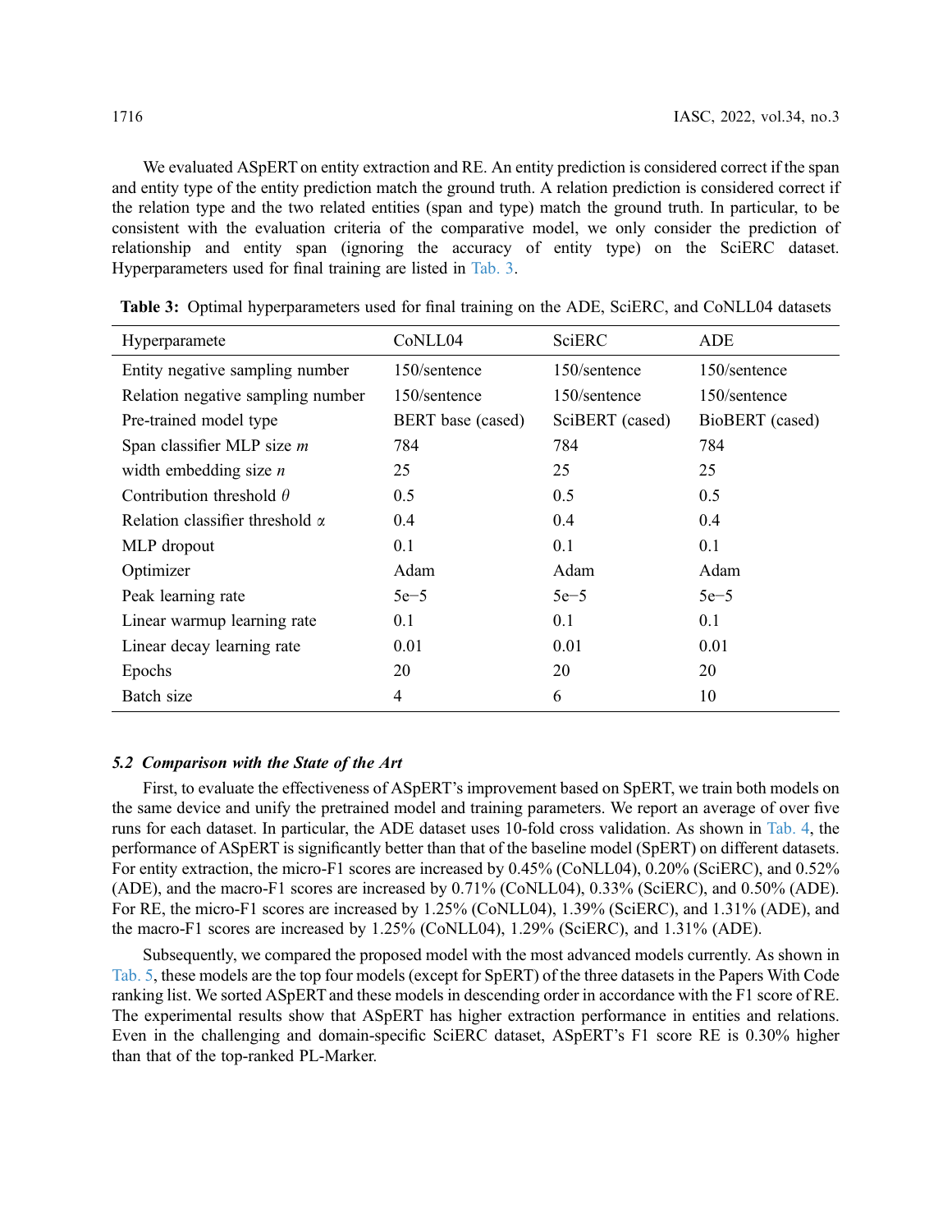We evaluated ASpERT on entity extraction and RE. An entity prediction is considered correct if the span and entity type of the entity prediction match the ground truth. A relation prediction is considered correct if the relation type and the two related entities (span and type) match the ground truth. In particular, to be consistent with the evaluation criteria of the comparative model, we only consider the prediction of relationship and entity span (ignoring the accuracy of entity type) on the SciERC dataset. Hyperparameters used for final training are listed in Tab. 3.

**Table 3:** Optimal hyperparameters used for final training on the ADE, SciERC, and CoNLL04 datasets

| Hyperparamete | CoNLL04 | SciERC | ADE |
|---|---|---|---|
| Entity negative sampling number | 150/sentence | 150/sentence | 150/sentence |
| Relation negative sampling number | 150/sentence | 150/sentence | 150/sentence |
| Pre-trained model type | BERT base (cased) | SciBERT (cased) | BioBERT (cased) |
| Span classifier MLP size $m$ | 784 | 784 | 784 |
| width embedding size $n$ | 25 | 25 | 25 |
| Contribution threshold $\theta$ | 0.5 | 0.5 | 0.5 |
| Relation classifier threshold $\alpha$ | 0.4 | 0.4 | 0.4 |
| MLP dropout | 0.1 | 0.1 | 0.1 |
| Optimizer | Adam | Adam | Adam |
| Peak learning rate | 5e−5 | 5e−5 | 5e−5 |
| Linear warmup learning rate | 0.1 | 0.1 | 0.1 |
| Linear decay learning rate | 0.01 | 0.01 | 0.01 |
| Epochs | 20 | 20 | 20 |
| Batch size | 4 | 6 | 10 |

### *5.2 Comparison with the State of the Art*

First, to evaluate the effectiveness of ASpERT's improvement based on SpERT, we train both models on the same device and unify the pretrained model and training parameters. We report an average of over five runs for each dataset. In particular, the ADE dataset uses 10-fold cross validation. As shown in Tab. 4, the performance of ASpERT is significantly better than that of the baseline model (SpERT) on different datasets. For entity extraction, the micro-F1 scores are increased by 0.45% (CoNLL04), 0.20% (SciERC), and 0.52% (ADE), and the macro-F1 scores are increased by 0.71% (CoNLL04), 0.33% (SciERC), and 0.50% (ADE). For RE, the micro-F1 scores are increased by 1.25% (CoNLL04), 1.39% (SciERC), and 1.31% (ADE), and the macro-F1 scores are increased by 1.25% (CoNLL04), 1.29% (SciERC), and 1.31% (ADE).

Subsequently, we compared the proposed model with the most advanced models currently. As shown in Tab. 5, these models are the top four models (except for SpERT) of the three datasets in the Papers With Code ranking list. We sorted ASpERT and these models in descending order in accordance with the F1 score of RE. The experimental results show that ASpERT has higher extraction performance in entities and relations. Even in the challenging and domain-specific SciERC dataset, ASpERT's F1 score RE is 0.30% higher than that of the top-ranked PL-Marker.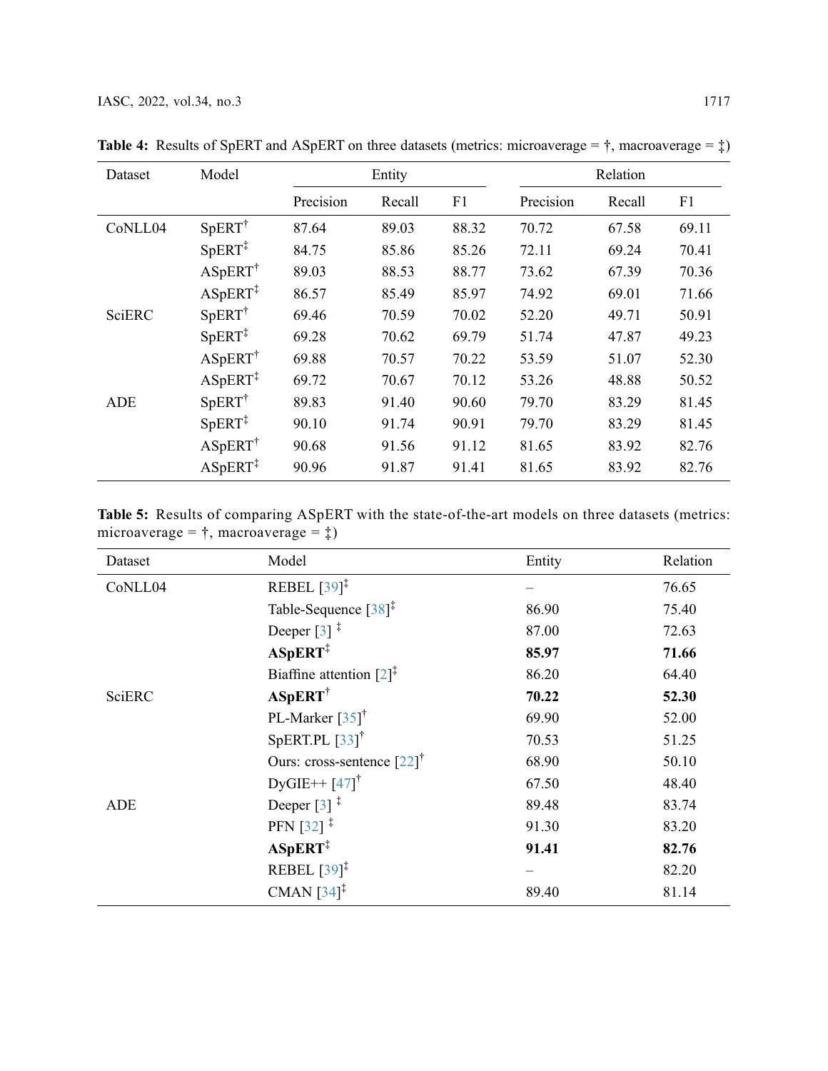**Table 4:** Results of SpERT and ASpERT on three datasets (metrics: microaverage = †, macroaverage = ‡)

| Dataset | Model | Entity | | | Relation | | |
|---|---|---|---|---|---|---|---|
| | | Precision | Recall | F1 | Precision | Recall | F1 |
| CoNLL04 | SpERT† | 87.64 | 89.03 | 88.32 | 70.72 | 67.58 | 69.11 |
| | SpERT‡ | 84.75 | 85.86 | 85.26 | 72.11 | 69.24 | 70.41 |
| | ASpERT† | 89.03 | 88.53 | 88.77 | 73.62 | 67.39 | 70.36 |
| | ASpERT‡ | 86.57 | 85.49 | 85.97 | 74.92 | 69.01 | 71.66 |
| SciERC | SpERT† | 69.46 | 70.59 | 70.02 | 52.20 | 49.71 | 50.91 |
| | SpERT‡ | 69.28 | 70.62 | 69.79 | 51.74 | 47.87 | 49.23 |
| | ASpERT† | 69.88 | 70.57 | 70.22 | 53.59 | 51.07 | 52.30 |
| | ASpERT‡ | 69.72 | 70.67 | 70.12 | 53.26 | 48.88 | 50.52 |
| ADE | SpERT† | 89.83 | 91.40 | 90.60 | 79.70 | 83.29 | 81.45 |
| | SpERT‡ | 90.10 | 91.74 | 90.91 | 79.70 | 83.29 | 81.45 |
| | ASpERT† | 90.68 | 91.56 | 91.12 | 81.65 | 83.92 | 82.76 |
| | ASpERT‡ | 90.96 | 91.87 | 91.41 | 81.65 | 83.92 | 82.76 |

**Table 5:** Results of comparing ASpERT with the state-of-the-art models on three datasets (metrics: microaverage = †, macroaverage = ‡)

| Dataset | Model | Entity | Relation |
|---|---|---|---|
| CoNLL04 | REBEL [39]‡ | – | 76.65 |
| | Table-Sequence [38]‡ | 86.90 | 75.40 |
| | Deeper [3] ‡ | 87.00 | 72.63 |
| | **ASpERT‡** | **85.97** | **71.66** |
| | Biaffine attention [2]‡ | 86.20 | 64.40 |
| SciERC | **ASpERT†** | **70.22** | **52.30** |
| | PL-Marker [35]† | 69.90 | 52.00 |
| | SpERT.PL [33]† | 70.53 | 51.25 |
| | Ours: cross-sentence [22]† | 68.90 | 50.10 |
| | DyGIE++ [47]† | 67.50 | 48.40 |
| ADE | Deeper [3] ‡ | 89.48 | 83.74 |
| | PFN [32] ‡ | 91.30 | 83.20 |
| | **ASpERT‡** | **91.41** | **82.76** |
| | REBEL [39]‡ | – | 82.20 |
| | CMAN [34]‡ | 89.40 | 81.14 |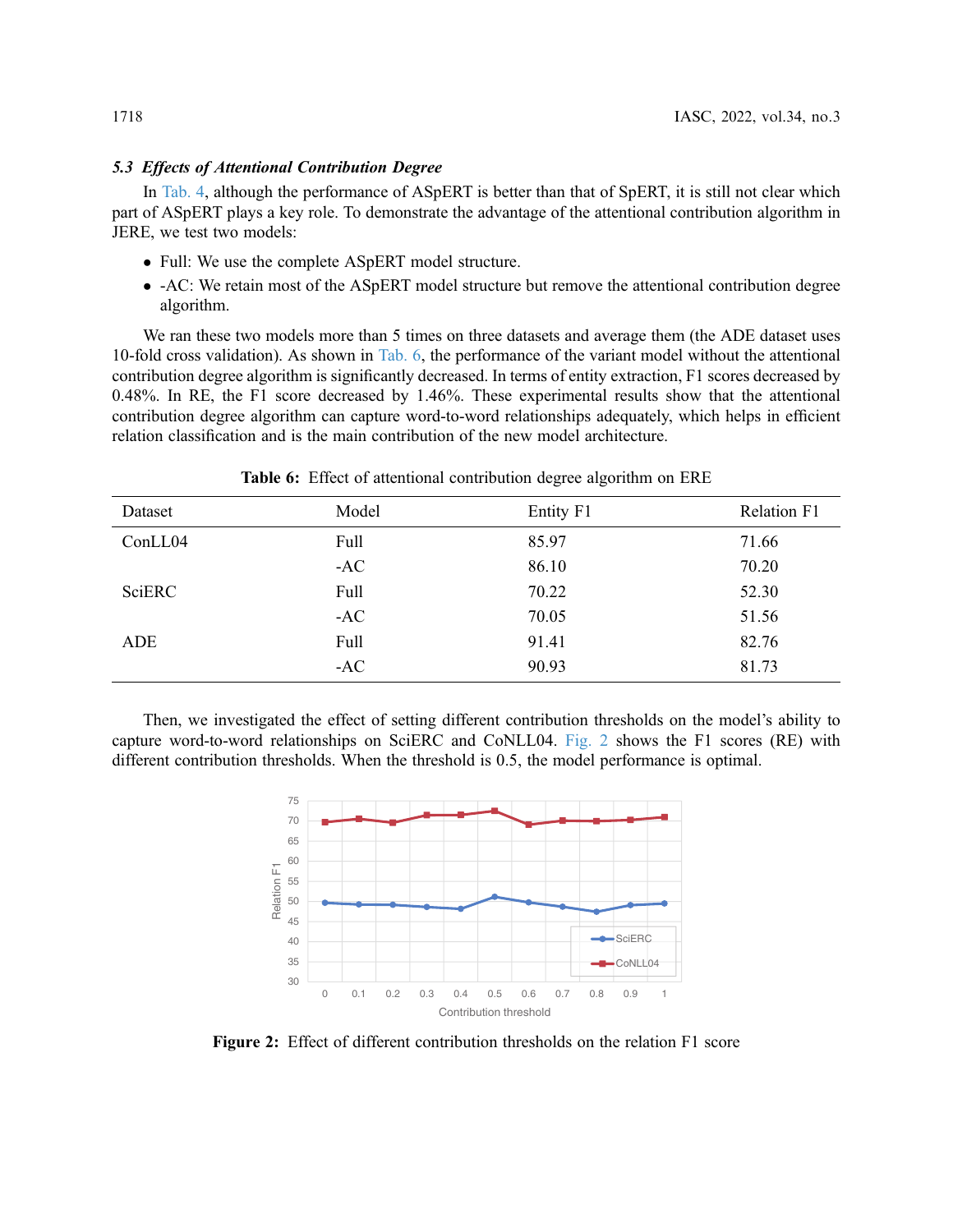### *5.3 Effects of Attentional Contribution Degree*

In Tab. 4, although the performance of ASpERT is better than that of SpERT, it is still not clear which part of ASpERT plays a key role. To demonstrate the advantage of the attentional contribution algorithm in JERE, we test two models:

- Full: We use the complete ASpERT model structure.
- -AC: We retain most of the ASpERT model structure but remove the attentional contribution degree algorithm.

We ran these two models more than 5 times on three datasets and average them (the ADE dataset uses 10-fold cross validation). As shown in Tab. 6, the performance of the variant model without the attentional contribution degree algorithm is significantly decreased. In terms of entity extraction, F1 scores decreased by 0.48%. In RE, the F1 score decreased by 1.46%. These experimental results show that the attentional contribution degree algorithm can capture word-to-word relationships adequately, which helps in efficient relation classification and is the main contribution of the new model architecture.

**Table 6:** Effect of attentional contribution degree algorithm on ERE

| Dataset | Model | Entity F1 | Relation F1 |
|---|---|---|---|
| ConLL04 | Full | 85.97 | 71.66 |
| | -AC | 86.10 | 70.20 |
| SciERC | Full | 70.22 | 52.30 |
| | -AC | 70.05 | 51.56 |
| ADE | Full | 91.41 | 82.76 |
| | -AC | 90.93 | 81.73 |

Then, we investigated the effect of setting different contribution thresholds on the model's ability to capture word-to-word relationships on SciERC and CoNLL04. Fig. 2 shows the F1 scores (RE) with different contribution thresholds. When the threshold is 0.5, the model performance is optimal.

**Figure 2:** Effect of different contribution thresholds on the relation F1 score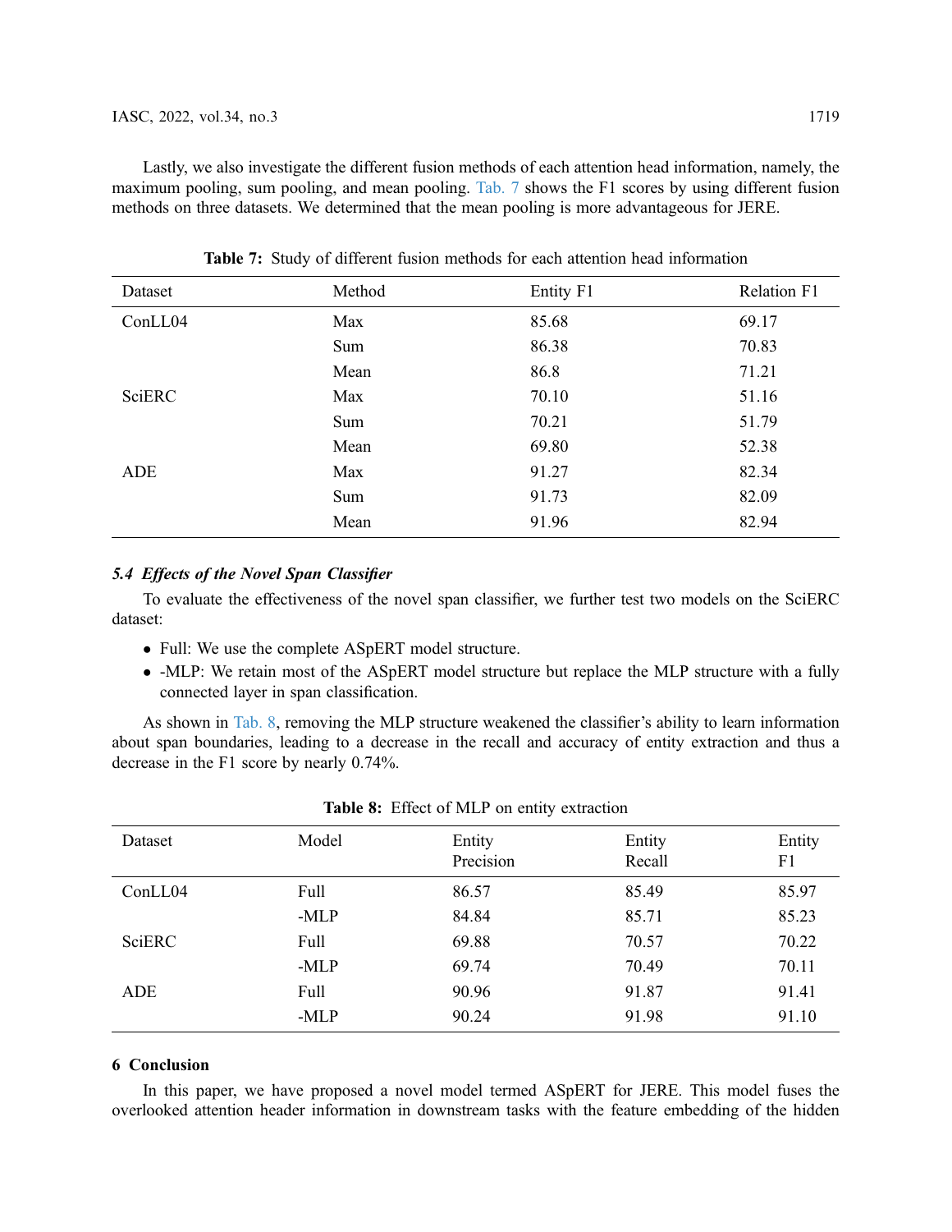Lastly, we also investigate the different fusion methods of each attention head information, namely, the maximum pooling, sum pooling, and mean pooling. Tab. 7 shows the F1 scores by using different fusion methods on three datasets. We determined that the mean pooling is more advantageous for JERE.

**Table 7:** Study of different fusion methods for each attention head information

| Dataset | Method | Entity F1 | Relation F1 |
|---|---|---|---|
| ConLL04 | Max | 85.68 | 69.17 |
| | Sum | 86.38 | 70.83 |
| | Mean | 86.8 | 71.21 |
| SciERC | Max | 70.10 | 51.16 |
| | Sum | 70.21 | 51.79 |
| | Mean | 69.80 | 52.38 |
| ADE | Max | 91.27 | 82.34 |
| | Sum | 91.73 | 82.09 |
| | Mean | 91.96 | 82.94 |

### *5.4 Effects of the Novel Span Classifier*

To evaluate the effectiveness of the novel span classifier, we further test two models on the SciERC dataset:

- Full: We use the complete ASpERT model structure.
- -MLP: We retain most of the ASpERT model structure but replace the MLP structure with a fully connected layer in span classification.

As shown in Tab. 8, removing the MLP structure weakened the classifier's ability to learn information about span boundaries, leading to a decrease in the recall and accuracy of entity extraction and thus a decrease in the F1 score by nearly 0.74%.

**Table 8:** Effect of MLP on entity extraction

| Dataset | Model | Entity Precision | Entity Recall | Entity F1 |
|---|---|---|---|---|
| ConLL04 | Full | 86.57 | 85.49 | 85.97 |
| | -MLP | 84.84 | 85.71 | 85.23 |
| SciERC | Full | 69.88 | 70.57 | 70.22 |
| | -MLP | 69.74 | 70.49 | 70.11 |
| ADE | Full | 90.96 | 91.87 | 91.41 |
| | -MLP | 90.24 | 91.98 | 91.10 |

## 6 Conclusion

In this paper, we have proposed a novel model termed ASpERT for JERE. This model fuses the overlooked attention header information in downstream tasks with the feature embedding of the hidden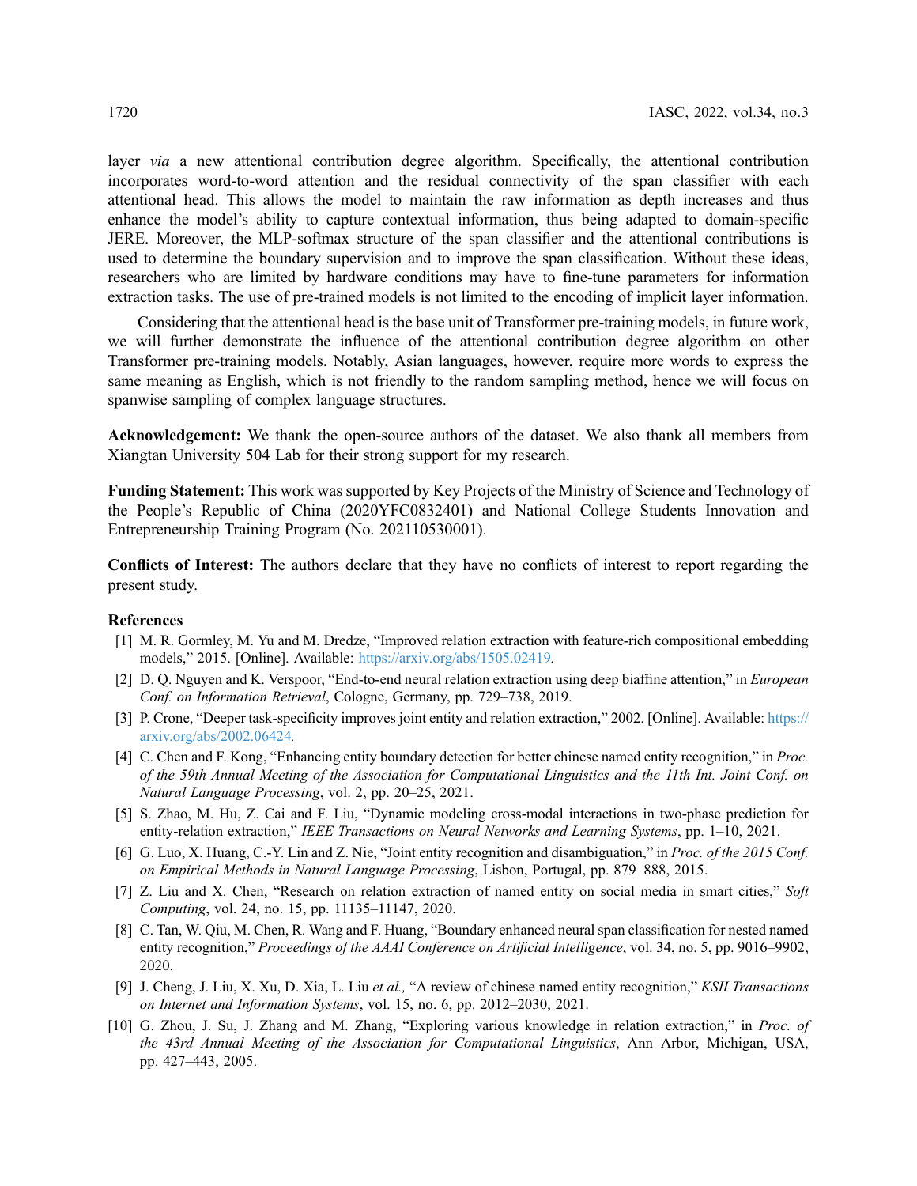layer *via* a new attentional contribution degree algorithm. Specifically, the attentional contribution incorporates word-to-word attention and the residual connectivity of the span classifier with each attentional head. This allows the model to maintain the raw information as depth increases and thus enhance the model's ability to capture contextual information, thus being adapted to domain-specific JERE. Moreover, the MLP-softmax structure of the span classifier and the attentional contributions is used to determine the boundary supervision and to improve the span classification. Without these ideas, researchers who are limited by hardware conditions may have to fine-tune parameters for information extraction tasks. The use of pre-trained models is not limited to the encoding of implicit layer information.

Considering that the attentional head is the base unit of Transformer pre-training models, in future work, we will further demonstrate the influence of the attentional contribution degree algorithm on other Transformer pre-training models. Notably, Asian languages, however, require more words to express the same meaning as English, which is not friendly to the random sampling method, hence we will focus on spanwise sampling of complex language structures.

**Acknowledgement:** We thank the open-source authors of the dataset. We also thank all members from Xiangtan University 504 Lab for their strong support for my research.

**Funding Statement:** This work was supported by Key Projects of the Ministry of Science and Technology of the People's Republic of China (2020YFC0832401) and National College Students Innovation and Entrepreneurship Training Program (No. 202110530001).

**Conflicts of Interest:** The authors declare that they have no conflicts of interest to report regarding the present study.

## References

[1] M. R. Gormley, M. Yu and M. Dredze, "Improved relation extraction with feature-rich compositional embedding models," 2015. [Online]. Available: https://arxiv.org/abs/1505.02419.

[2] D. Q. Nguyen and K. Verspoor, "End-to-end neural relation extraction using deep biaffine attention," in *European Conf. on Information Retrieval*, Cologne, Germany, pp. 729–738, 2019.

[3] P. Crone, "Deeper task-specificity improves joint entity and relation extraction," 2002. [Online]. Available: https://arxiv.org/abs/2002.06424.

[4] C. Chen and F. Kong, "Enhancing entity boundary detection for better chinese named entity recognition," in *Proc. of the 59th Annual Meeting of the Association for Computational Linguistics and the 11th Int. Joint Conf. on Natural Language Processing*, vol. 2, pp. 20–25, 2021.

[5] S. Zhao, M. Hu, Z. Cai and F. Liu, "Dynamic modeling cross-modal interactions in two-phase prediction for entity-relation extraction," *IEEE Transactions on Neural Networks and Learning Systems*, pp. 1–10, 2021.

[6] G. Luo, X. Huang, C.-Y. Lin and Z. Nie, "Joint entity recognition and disambiguation," in *Proc. of the 2015 Conf. on Empirical Methods in Natural Language Processing*, Lisbon, Portugal, pp. 879–888, 2015.

[7] Z. Liu and X. Chen, "Research on relation extraction of named entity on social media in smart cities," *Soft Computing*, vol. 24, no. 15, pp. 11135–11147, 2020.

[8] C. Tan, W. Qiu, M. Chen, R. Wang and F. Huang, "Boundary enhanced neural span classification for nested named entity recognition," *Proceedings of the AAAI Conference on Artificial Intelligence*, vol. 34, no. 5, pp. 9016–9902, 2020.

[9] J. Cheng, J. Liu, X. Xu, D. Xia, L. Liu *et al.,* "A review of chinese named entity recognition," *KSII Transactions on Internet and Information Systems*, vol. 15, no. 6, pp. 2012–2030, 2021.

[10] G. Zhou, J. Su, J. Zhang and M. Zhang, "Exploring various knowledge in relation extraction," in *Proc. of the 43rd Annual Meeting of the Association for Computational Linguistics*, Ann Arbor, Michigan, USA, pp. 427–443, 2005.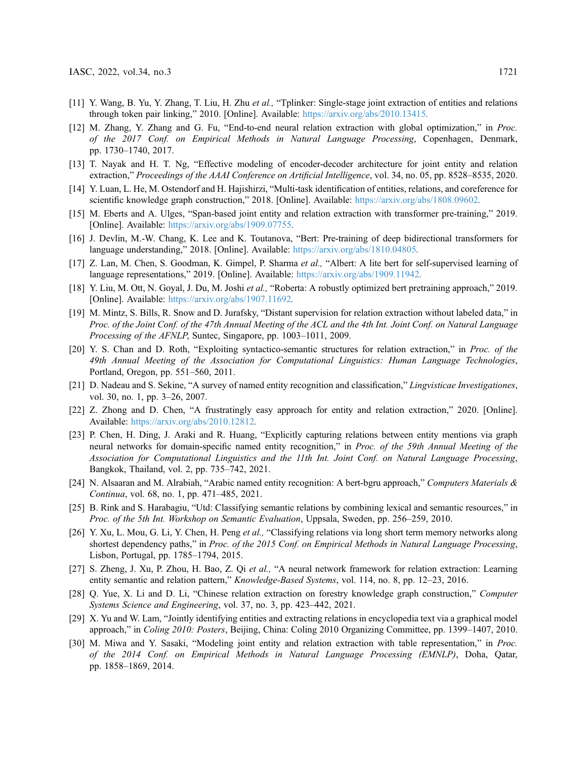[11] Y. Wang, B. Yu, Y. Zhang, T. Liu, H. Zhu *et al.,* "Tplinker: Single-stage joint extraction of entities and relations through token pair linking," 2010. [Online]. Available: https://arxiv.org/abs/2010.13415.

[12] M. Zhang, Y. Zhang and G. Fu, "End-to-end neural relation extraction with global optimization," in *Proc. of the 2017 Conf. on Empirical Methods in Natural Language Processing*, Copenhagen, Denmark, pp. 1730–1740, 2017.

[13] T. Nayak and H. T. Ng, "Effective modeling of encoder-decoder architecture for joint entity and relation extraction," *Proceedings of the AAAI Conference on Artificial Intelligence*, vol. 34, no. 05, pp. 8528–8535, 2020.

[14] Y. Luan, L. He, M. Ostendorf and H. Hajishirzi, "Multi-task identification of entities, relations, and coreference for scientific knowledge graph construction," 2018. [Online]. Available: https://arxiv.org/abs/1808.09602.

[15] M. Eberts and A. Ulges, "Span-based joint entity and relation extraction with transformer pre-training," 2019. [Online]. Available: https://arxiv.org/abs/1909.07755.

[16] J. Devlin, M.-W. Chang, K. Lee and K. Toutanova, "Bert: Pre-training of deep bidirectional transformers for language understanding," 2018. [Online]. Available: https://arxiv.org/abs/1810.04805.

[17] Z. Lan, M. Chen, S. Goodman, K. Gimpel, P. Sharma *et al.,* "Albert: A lite bert for self-supervised learning of language representations," 2019. [Online]. Available: https://arxiv.org/abs/1909.11942.

[18] Y. Liu, M. Ott, N. Goyal, J. Du, M. Joshi *et al.,* "Roberta: A robustly optimized bert pretraining approach," 2019. [Online]. Available: https://arxiv.org/abs/1907.11692.

[19] M. Mintz, S. Bills, R. Snow and D. Jurafsky, "Distant supervision for relation extraction without labeled data," in *Proc. of the Joint Conf. of the 47th Annual Meeting of the ACL and the 4th Int. Joint Conf. on Natural Language Processing of the AFNLP*, Suntec, Singapore, pp. 1003–1011, 2009.

[20] Y. S. Chan and D. Roth, "Exploiting syntactico-semantic structures for relation extraction," in *Proc. of the 49th Annual Meeting of the Association for Computational Linguistics: Human Language Technologies*, Portland, Oregon, pp. 551–560, 2011.

[21] D. Nadeau and S. Sekine, "A survey of named entity recognition and classification," *Lingvisticae Investigationes*, vol. 30, no. 1, pp. 3–26, 2007.

[22] Z. Zhong and D. Chen, "A frustratingly easy approach for entity and relation extraction," 2020. [Online]. Available: https://arxiv.org/abs/2010.12812.

[23] P. Chen, H. Ding, J. Araki and R. Huang, "Explicitly capturing relations between entity mentions via graph neural networks for domain-specific named entity recognition," in *Proc. of the 59th Annual Meeting of the Association for Computational Linguistics and the 11th Int. Joint Conf. on Natural Language Processing*, Bangkok, Thailand, vol. 2, pp. 735–742, 2021.

[24] N. Alsaaran and M. Alrabiah, "Arabic named entity recognition: A bert-bgru approach," *Computers Materials & Continua*, vol. 68, no. 1, pp. 471–485, 2021.

[25] B. Rink and S. Harabagiu, "Utd: Classifying semantic relations by combining lexical and semantic resources," in *Proc. of the 5th Int. Workshop on Semantic Evaluation*, Uppsala, Sweden, pp. 256–259, 2010.

[26] Y. Xu, L. Mou, G. Li, Y. Chen, H. Peng *et al.,* "Classifying relations via long short term memory networks along shortest dependency paths," in *Proc. of the 2015 Conf. on Empirical Methods in Natural Language Processing*, Lisbon, Portugal, pp. 1785–1794, 2015.

[27] S. Zheng, J. Xu, P. Zhou, H. Bao, Z. Qi *et al.,* "A neural network framework for relation extraction: Learning entity semantic and relation pattern," *Knowledge-Based Systems*, vol. 114, no. 8, pp. 12–23, 2016.

[28] Q. Yue, X. Li and D. Li, "Chinese relation extraction on forestry knowledge graph construction," *Computer Systems Science and Engineering*, vol. 37, no. 3, pp. 423–442, 2021.

[29] X. Yu and W. Lam, "Jointly identifying entities and extracting relations in encyclopedia text via a graphical model approach," in *Coling 2010: Posters*, Beijing, China: Coling 2010 Organizing Committee, pp. 1399–1407, 2010.

[30] M. Miwa and Y. Sasaki, "Modeling joint entity and relation extraction with table representation," in *Proc. of the 2014 Conf. on Empirical Methods in Natural Language Processing (EMNLP)*, Doha, Qatar, pp. 1858–1869, 2014.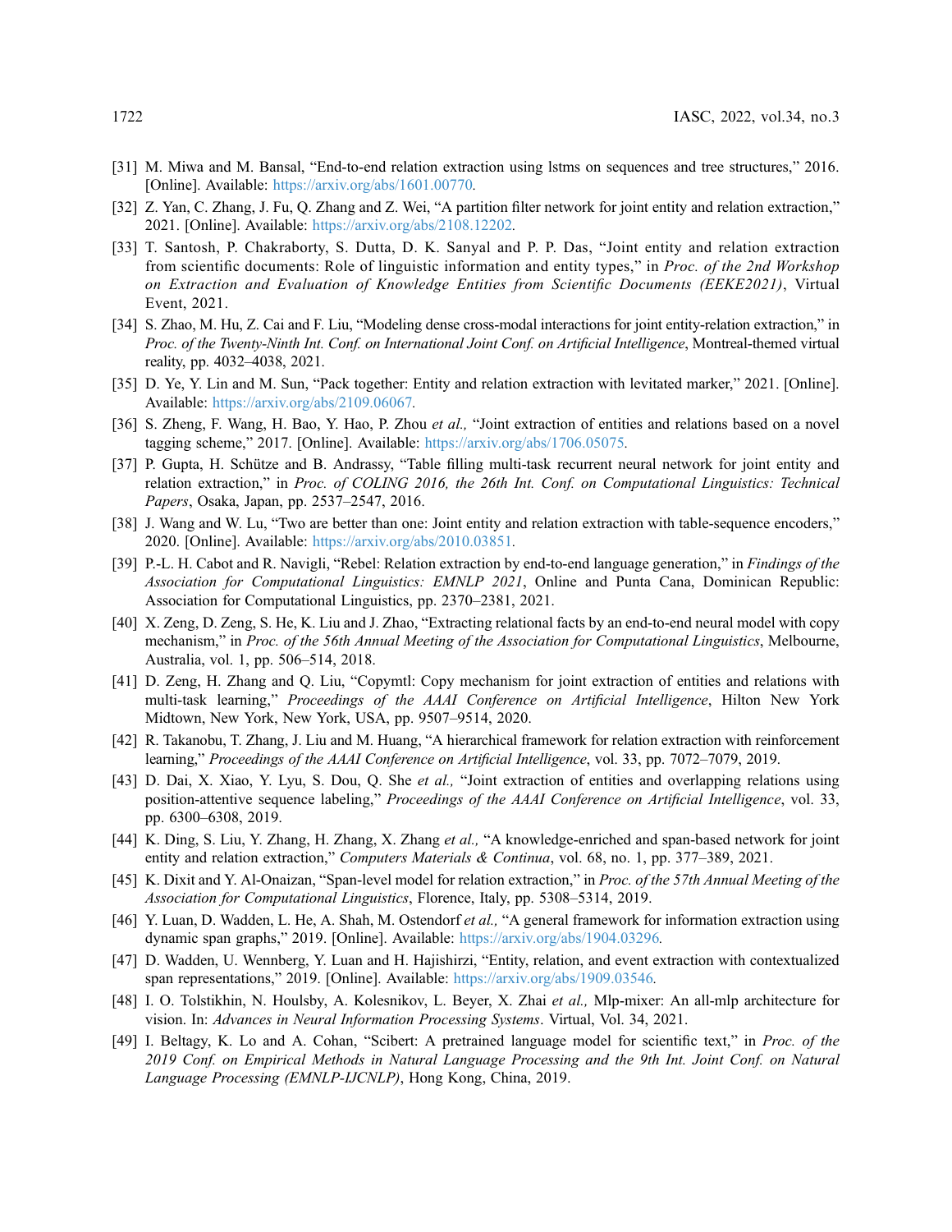[31] M. Miwa and M. Bansal, "End-to-end relation extraction using lstms on sequences and tree structures," 2016. [Online]. Available: https://arxiv.org/abs/1601.00770.

[32] Z. Yan, C. Zhang, J. Fu, Q. Zhang and Z. Wei, "A partition filter network for joint entity and relation extraction," 2021. [Online]. Available: https://arxiv.org/abs/2108.12202.

[33] T. Santosh, P. Chakraborty, S. Dutta, D. K. Sanyal and P. P. Das, "Joint entity and relation extraction from scientific documents: Role of linguistic information and entity types," in *Proc. of the 2nd Workshop on Extraction and Evaluation of Knowledge Entities from Scientific Documents (EEKE2021)*, Virtual Event, 2021.

[34] S. Zhao, M. Hu, Z. Cai and F. Liu, "Modeling dense cross-modal interactions for joint entity-relation extraction," in *Proc. of the Twenty-Ninth Int. Conf. on International Joint Conf. on Artificial Intelligence*, Montreal-themed virtual reality, pp. 4032–4038, 2021.

[35] D. Ye, Y. Lin and M. Sun, "Pack together: Entity and relation extraction with levitated marker," 2021. [Online]. Available: https://arxiv.org/abs/2109.06067.

[36] S. Zheng, F. Wang, H. Bao, Y. Hao, P. Zhou *et al.,* "Joint extraction of entities and relations based on a novel tagging scheme," 2017. [Online]. Available: https://arxiv.org/abs/1706.05075.

[37] P. Gupta, H. Schütze and B. Andrassy, "Table filling multi-task recurrent neural network for joint entity and relation extraction," in *Proc. of COLING 2016, the 26th Int. Conf. on Computational Linguistics: Technical Papers*, Osaka, Japan, pp. 2537–2547, 2016.

[38] J. Wang and W. Lu, "Two are better than one: Joint entity and relation extraction with table-sequence encoders," 2020. [Online]. Available: https://arxiv.org/abs/2010.03851.

[39] P.-L. H. Cabot and R. Navigli, "Rebel: Relation extraction by end-to-end language generation," in *Findings of the Association for Computational Linguistics: EMNLP 2021*, Online and Punta Cana, Dominican Republic: Association for Computational Linguistics, pp. 2370–2381, 2021.

[40] X. Zeng, D. Zeng, S. He, K. Liu and J. Zhao, "Extracting relational facts by an end-to-end neural model with copy mechanism," in *Proc. of the 56th Annual Meeting of the Association for Computational Linguistics*, Melbourne, Australia, vol. 1, pp. 506–514, 2018.

[41] D. Zeng, H. Zhang and Q. Liu, "Copymtl: Copy mechanism for joint extraction of entities and relations with multi-task learning," *Proceedings of the AAAI Conference on Artificial Intelligence*, Hilton New York Midtown, New York, New York, USA, pp. 9507–9514, 2020.

[42] R. Takanobu, T. Zhang, J. Liu and M. Huang, "A hierarchical framework for relation extraction with reinforcement learning," *Proceedings of the AAAI Conference on Artificial Intelligence*, vol. 33, pp. 7072–7079, 2019.

[43] D. Dai, X. Xiao, Y. Lyu, S. Dou, Q. She *et al.,* "Joint extraction of entities and overlapping relations using position-attentive sequence labeling," *Proceedings of the AAAI Conference on Artificial Intelligence*, vol. 33, pp. 6300–6308, 2019.

[44] K. Ding, S. Liu, Y. Zhang, H. Zhang, X. Zhang *et al.,* "A knowledge-enriched and span-based network for joint entity and relation extraction," *Computers Materials & Continua*, vol. 68, no. 1, pp. 377–389, 2021.

[45] K. Dixit and Y. Al-Onaizan, "Span-level model for relation extraction," in *Proc. of the 57th Annual Meeting of the Association for Computational Linguistics*, Florence, Italy, pp. 5308–5314, 2019.

[46] Y. Luan, D. Wadden, L. He, A. Shah, M. Ostendorf *et al.,* "A general framework for information extraction using dynamic span graphs," 2019. [Online]. Available: https://arxiv.org/abs/1904.03296.

[47] D. Wadden, U. Wennberg, Y. Luan and H. Hajishirzi, "Entity, relation, and event extraction with contextualized span representations," 2019. [Online]. Available: https://arxiv.org/abs/1909.03546.

[48] I. O. Tolstikhin, N. Houlsby, A. Kolesnikov, L. Beyer, X. Zhai *et al.,* Mlp-mixer: An all-mlp architecture for vision. In: *Advances in Neural Information Processing Systems*. Virtual, Vol. 34, 2021.

[49] I. Beltagy, K. Lo and A. Cohan, "Scibert: A pretrained language model for scientific text," in *Proc. of the 2019 Conf. on Empirical Methods in Natural Language Processing and the 9th Int. Joint Conf. on Natural Language Processing (EMNLP-IJCNLP)*, Hong Kong, China, 2019.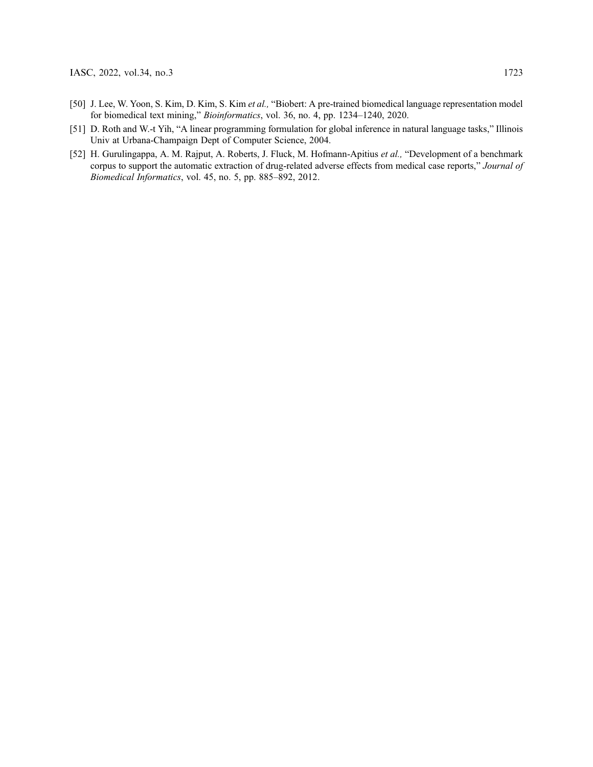[50] J. Lee, W. Yoon, S. Kim, D. Kim, S. Kim *et al.,* "Biobert: A pre-trained biomedical language representation model for biomedical text mining," *Bioinformatics*, vol. 36, no. 4, pp. 1234–1240, 2020.

[51] D. Roth and W.-t Yih, "A linear programming formulation for global inference in natural language tasks," Illinois Univ at Urbana-Champaign Dept of Computer Science, 2004.

[52] H. Gurulingappa, A. M. Rajput, A. Roberts, J. Fluck, M. Hofmann-Apitius *et al.,* "Development of a benchmark corpus to support the automatic extraction of drug-related adverse effects from medical case reports," *Journal of Biomedical Informatics*, vol. 45, no. 5, pp. 885–892, 2012.